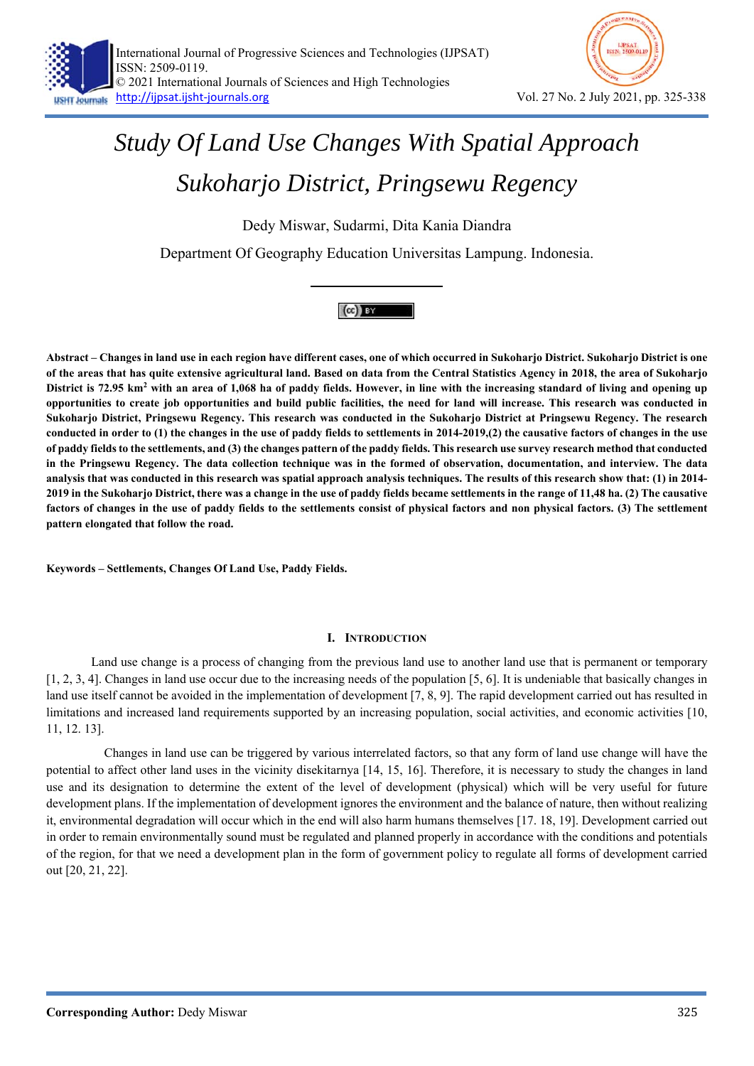# *Study Of Land Use Changes With Spatial Approach Sukoharjo District, Pringsewu Regency*

Dedy Miswar, Sudarmi, Dita Kania Diandra

Department Of Geography Education Universitas Lampung. Indonesia.

**Abstract – Changes in land use in each region have different cases, one of which occurred in Sukoharjo District. Sukoharjo District is one of the areas that has quite extensive agricultural land. Based on data from the Central Statistics Agency in 2018, the area of Sukoharjo District is 72.95 km$^2$ with an area of 1,068 ha of paddy fields. However, in line with the increasing standard of living and opening up opportunities to create job opportunities and build public facilities, the need for land will increase. This research was conducted in Sukoharjo District, Pringsewu Regency. This research was conducted in the Sukoharjo District at Pringsewu Regency. The research conducted in order to (1) the changes in the use of paddy fields to settlements in 2014-2019,(2) the causative factors of changes in the use of paddy fields to the settlements, and (3) the changes pattern of the paddy fields. This research use survey research method that conducted in the Pringsewu Regency. The data collection technique was in the formed of observation, documentation, and interview. The data analysis that was conducted in this research was spatial approach analysis techniques. The results of this research show that: (1) in 2014-2019 in the Sukoharjo District, there was a change in the use of paddy fields became settlements in the range of 11,48 ha. (2) The causative factors of changes in the use of paddy fields to the settlements consist of physical factors and non physical factors. (3) The settlement pattern elongated that follow the road.**

**Keywords – Settlements, Changes Of Land Use, Paddy Fields.**

## I. Introduction

Land use change is a process of changing from the previous land use to another land use that is permanent or temporary [1, 2, 3, 4]. Changes in land use occur due to the increasing needs of the population [5, 6]. It is undeniable that basically changes in land use itself cannot be avoided in the implementation of development [7, 8, 9]. The rapid development carried out has resulted in limitations and increased land requirements supported by an increasing population, social activities, and economic activities [10, 11, 12. 13].

Changes in land use can be triggered by various interrelated factors, so that any form of land use change will have the potential to affect other land uses in the vicinity disekitarnya [14, 15, 16]. Therefore, it is necessary to study the changes in land use and its designation to determine the extent of the level of development (physical) which will be very useful for future development plans. If the implementation of development ignores the environment and the balance of nature, then without realizing it, environmental degradation will occur which in the end will also harm humans themselves [17. 18, 19]. Development carried out in order to remain environmentally sound must be regulated and planned properly in accordance with the conditions and potentials of the region, for that we need a development plan in the form of government policy to regulate all forms of development carried out [20, 21, 22].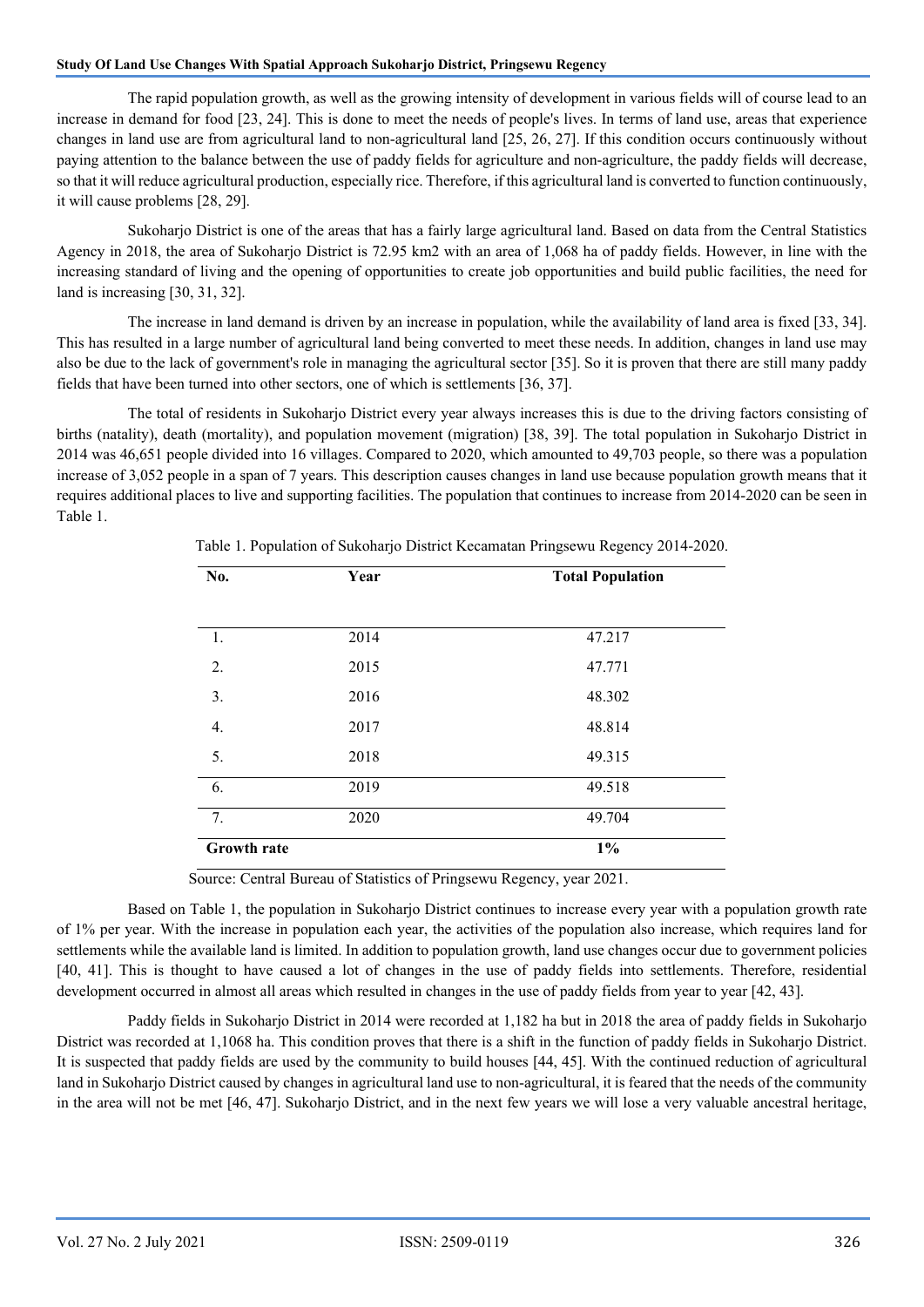The rapid population growth, as well as the growing intensity of development in various fields will of course lead to an increase in demand for food [23, 24]. This is done to meet the needs of people's lives. In terms of land use, areas that experience changes in land use are from agricultural land to non-agricultural land [25, 26, 27]. If this condition occurs continuously without paying attention to the balance between the use of paddy fields for agriculture and non-agriculture, the paddy fields will decrease, so that it will reduce agricultural production, especially rice. Therefore, if this agricultural land is converted to function continuously, it will cause problems [28, 29].

Sukoharjo District is one of the areas that has a fairly large agricultural land. Based on data from the Central Statistics Agency in 2018, the area of Sukoharjo District is 72.95 km2 with an area of 1,068 ha of paddy fields. However, in line with the increasing standard of living and the opening of opportunities to create job opportunities and build public facilities, the need for land is increasing [30, 31, 32].

The increase in land demand is driven by an increase in population, while the availability of land area is fixed [33, 34]. This has resulted in a large number of agricultural land being converted to meet these needs. In addition, changes in land use may also be due to the lack of government's role in managing the agricultural sector [35]. So it is proven that there are still many paddy fields that have been turned into other sectors, one of which is settlements [36, 37].

The total of residents in Sukoharjo District every year always increases this is due to the driving factors consisting of births (natality), death (mortality), and population movement (migration) [38, 39]. The total population in Sukoharjo District in 2014 was 46,651 people divided into 16 villages. Compared to 2020, which amounted to 49,703 people, so there was a population increase of 3,052 people in a span of 7 years. This description causes changes in land use because population growth means that it requires additional places to live and supporting facilities. The population that continues to increase from 2014-2020 can be seen in Table 1.

Table 1. Population of Sukoharjo District Kecamatan Pringsewu Regency 2014-2020.

| No. | Year | Total Population |
|---|---|---|
| 1. | 2014 | 47.217 |
| 2. | 2015 | 47.771 |
| 3. | 2016 | 48.302 |
| 4. | 2017 | 48.814 |
| 5. | 2018 | 49.315 |
| 6. | 2019 | 49.518 |
| 7. | 2020 | 49.704 |
| **Growth rate** | | **1%** |

Source: Central Bureau of Statistics of Pringsewu Regency, year 2021.

Based on Table 1, the population in Sukoharjo District continues to increase every year with a population growth rate of 1% per year. With the increase in population each year, the activities of the population also increase, which requires land for settlements while the available land is limited. In addition to population growth, land use changes occur due to government policies [40, 41]. This is thought to have caused a lot of changes in the use of paddy fields into settlements. Therefore, residential development occurred in almost all areas which resulted in changes in the use of paddy fields from year to year [42, 43].

Paddy fields in Sukoharjo District in 2014 were recorded at 1,182 ha but in 2018 the area of paddy fields in Sukoharjo District was recorded at 1,1068 ha. This condition proves that there is a shift in the function of paddy fields in Sukoharjo District. It is suspected that paddy fields are used by the community to build houses [44, 45]. With the continued reduction of agricultural land in Sukoharjo District caused by changes in agricultural land use to non-agricultural, it is feared that the needs of the community in the area will not be met [46, 47]. Sukoharjo District, and in the next few years we will lose a very valuable ancestral heritage,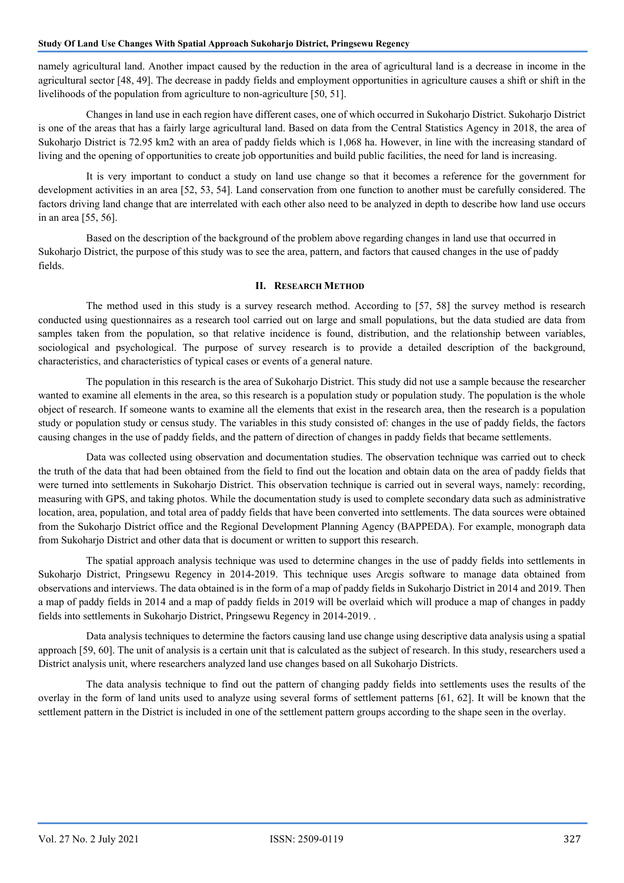namely agricultural land. Another impact caused by the reduction in the area of agricultural land is a decrease in income in the agricultural sector [48, 49]. The decrease in paddy fields and employment opportunities in agriculture causes a shift or shift in the livelihoods of the population from agriculture to non-agriculture [50, 51].

Changes in land use in each region have different cases, one of which occurred in Sukoharjo District. Sukoharjo District is one of the areas that has a fairly large agricultural land. Based on data from the Central Statistics Agency in 2018, the area of Sukoharjo District is 72.95 km2 with an area of paddy fields which is 1,068 ha. However, in line with the increasing standard of living and the opening of opportunities to create job opportunities and build public facilities, the need for land is increasing.

It is very important to conduct a study on land use change so that it becomes a reference for the government for development activities in an area [52, 53, 54]. Land conservation from one function to another must be carefully considered. The factors driving land change that are interrelated with each other also need to be analyzed in depth to describe how land use occurs in an area [55, 56].

Based on the description of the background of the problem above regarding changes in land use that occurred in Sukoharjo District, the purpose of this study was to see the area, pattern, and factors that caused changes in the use of paddy fields.

## II. Research Method

The method used in this study is a survey research method. According to [57, 58] the survey method is research conducted using questionnaires as a research tool carried out on large and small populations, but the data studied are data from samples taken from the population, so that relative incidence is found, distribution, and the relationship between variables, sociological and psychological. The purpose of survey research is to provide a detailed description of the background, characteristics, and characteristics of typical cases or events of a general nature.

The population in this research is the area of Sukoharjo District. This study did not use a sample because the researcher wanted to examine all elements in the area, so this research is a population study or population study. The population is the whole object of research. If someone wants to examine all the elements that exist in the research area, then the research is a population study or population study or census study. The variables in this study consisted of: changes in the use of paddy fields, the factors causing changes in the use of paddy fields, and the pattern of direction of changes in paddy fields that became settlements.

Data was collected using observation and documentation studies. The observation technique was carried out to check the truth of the data that had been obtained from the field to find out the location and obtain data on the area of paddy fields that were turned into settlements in Sukoharjo District. This observation technique is carried out in several ways, namely: recording, measuring with GPS, and taking photos. While the documentation study is used to complete secondary data such as administrative location, area, population, and total area of paddy fields that have been converted into settlements. The data sources were obtained from the Sukoharjo District office and the Regional Development Planning Agency (BAPPEDA). For example, monograph data from Sukoharjo District and other data that is document or written to support this research.

The spatial approach analysis technique was used to determine changes in the use of paddy fields into settlements in Sukoharjo District, Pringsewu Regency in 2014-2019. This technique uses Arcgis software to manage data obtained from observations and interviews. The data obtained is in the form of a map of paddy fields in Sukoharjo District in 2014 and 2019. Then a map of paddy fields in 2014 and a map of paddy fields in 2019 will be overlaid which will produce a map of changes in paddy fields into settlements in Sukoharjo District, Pringsewu Regency in 2014-2019. .

Data analysis techniques to determine the factors causing land use change using descriptive data analysis using a spatial approach [59, 60]. The unit of analysis is a certain unit that is calculated as the subject of research. In this study, researchers used a District analysis unit, where researchers analyzed land use changes based on all Sukoharjo Districts.

The data analysis technique to find out the pattern of changing paddy fields into settlements uses the results of the overlay in the form of land units used to analyze using several forms of settlement patterns [61, 62]. It will be known that the settlement pattern in the District is included in one of the settlement pattern groups according to the shape seen in the overlay.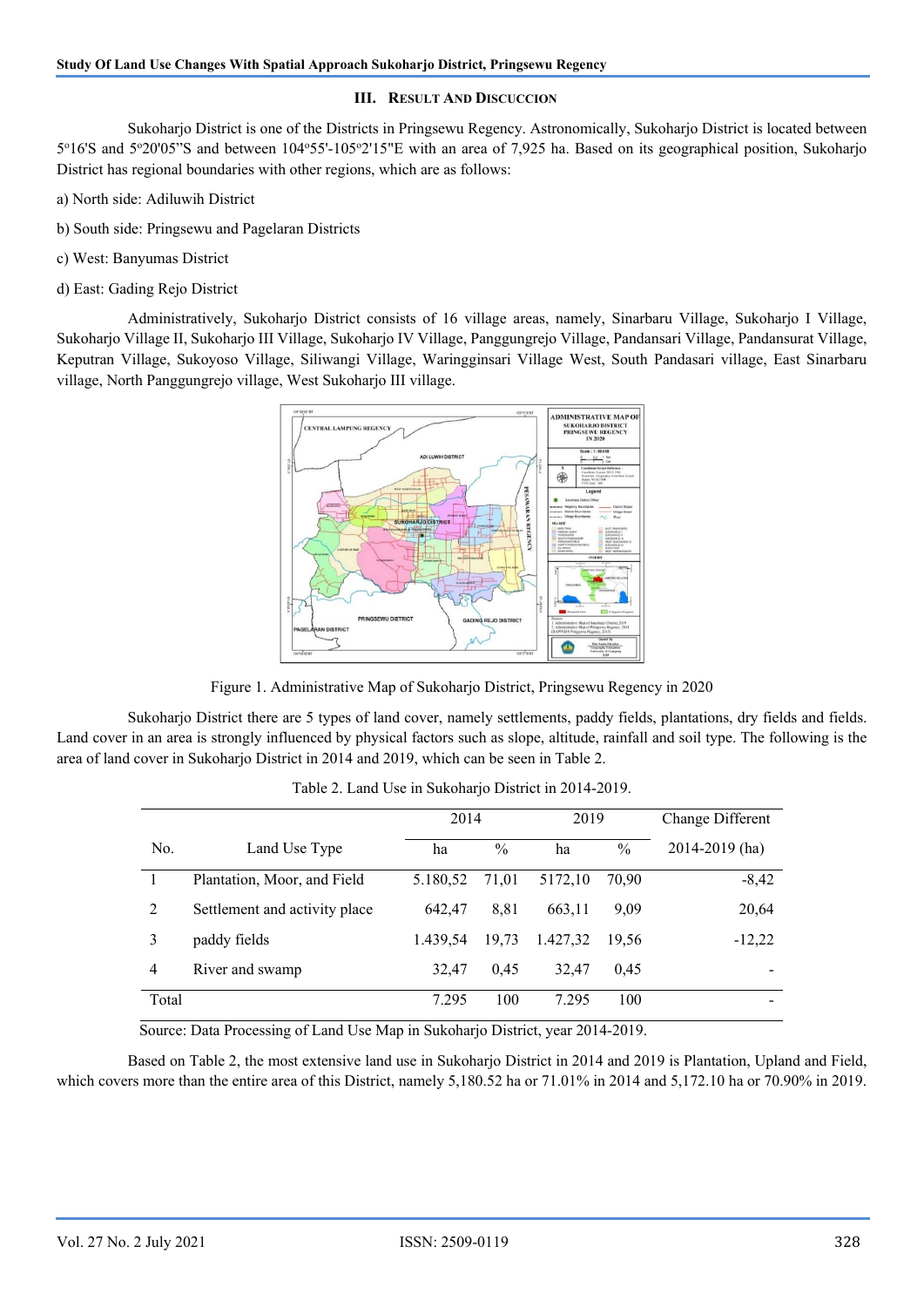### III. Result And Discuccion

Sukoharjo District is one of the Districts in Pringsewu Regency. Astronomically, Sukoharjo District is located between 5°16'S and 5°20'05"S and between 104°55'-105°2'15"E with an area of 7,925 ha. Based on its geographical position, Sukoharjo District has regional boundaries with other regions, which are as follows:

a) North side: Adiluwih District

b) South side: Pringsewu and Pagelaran Districts

c) West: Banyumas District

d) East: Gading Rejo District

Administratively, Sukoharjo District consists of 16 village areas, namely, Sinarbaru Village, Sukoharjo I Village, Sukoharjo Village II, Sukoharjo III Village, Sukoharjo IV Village, Panggungrejo Village, Pandansari Village, Pandansurat Village, Keputran Village, Sukoyoso Village, Siliwangi Village, Waringginsari Village West, South Pandasari village, East Sinarbaru village, North Panggungrejo village, West Sukoharjo III village.

Figure 1. Administrative Map of Sukoharjo District, Pringsewu Regency in 2020

Sukoharjo District there are 5 types of land cover, namely settlements, paddy fields, plantations, dry fields and fields. Land cover in an area is strongly influenced by physical factors such as slope, altitude, rainfall and soil type. The following is the area of land cover in Sukoharjo District in 2014 and 2019, which can be seen in Table 2.

Table 2. Land Use in Sukoharjo District in 2014-2019.

| No. | Land Use Type | 2014 | | 2019 | | Change Different 2014-2019 (ha) |
|---|---|---|---|---|---|---|
| | | ha | % | ha | % | |
| 1 | Plantation, Moor, and Field | 5.180,52 | 71,01 | 5172,10 | 70,90 | -8,42 |
| 2 | Settlement and activity place | 642,47 | 8,81 | 663,11 | 9,09 | 20,64 |
| 3 | paddy fields | 1.439,54 | 19,73 | 1.427,32 | 19,56 | -12,22 |
| 4 | River and swamp | 32,47 | 0,45 | 32,47 | 0,45 | - |
| Total | | 7.295 | 100 | 7.295 | 100 | - |

Source: Data Processing of Land Use Map in Sukoharjo District, year 2014-2019.

Based on Table 2, the most extensive land use in Sukoharjo District in 2014 and 2019 is Plantation, Upland and Field, which covers more than the entire area of this District, namely 5,180.52 ha or 71.01% in 2014 and 5,172.10 ha or 70.90% in 2019.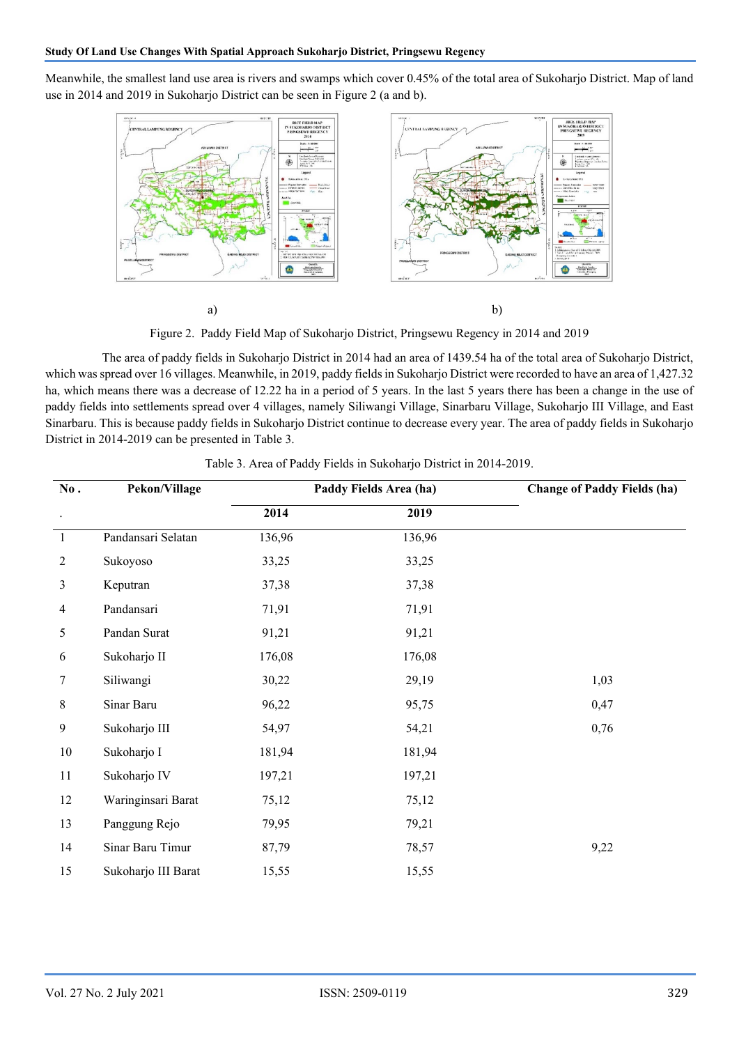Meanwhile, the smallest land use area is rivers and swamps which cover 0.45% of the total area of Sukoharjo District. Map of land use in 2014 and 2019 in Sukoharjo District can be seen in Figure 2 (a and b).

a) b)

Figure 2. Paddy Field Map of Sukoharjo District, Pringsewu Regency in 2014 and 2019

The area of paddy fields in Sukoharjo District in 2014 had an area of 1439.54 ha of the total area of Sukoharjo District, which was spread over 16 villages. Meanwhile, in 2019, paddy fields in Sukoharjo District were recorded to have an area of 1,427.32 ha, which means there was a decrease of 12.22 ha in a period of 5 years. In the last 5 years there has been a change in the use of paddy fields into settlements spread over 4 villages, namely Siliwangi Village, Sinarbaru Village, Sukoharjo III Village, and East Sinarbaru. This is because paddy fields in Sukoharjo District continue to decrease every year. The area of paddy fields in Sukoharjo District in 2014-2019 can be presented in Table 3.

Table 3. Area of Paddy Fields in Sukoharjo District in 2014-2019.

| No. | Pekon/Village | Paddy Fields Area (ha) | | Change of Paddy Fields (ha) |
|---|---|---|---|---|
| . | | 2014 | 2019 | |
| 1 | Pandansari Selatan | 136,96 | 136,96 | |
| 2 | Sukoyoso | 33,25 | 33,25 | |
| 3 | Keputran | 37,38 | 37,38 | |
| 4 | Pandansari | 71,91 | 71,91 | |
| 5 | Pandan Surat | 91,21 | 91,21 | |
| 6 | Sukoharjo II | 176,08 | 176,08 | |
| 7 | Siliwangi | 30,22 | 29,19 | 1,03 |
| 8 | Sinar Baru | 96,22 | 95,75 | 0,47 |
| 9 | Sukoharjo III | 54,97 | 54,21 | 0,76 |
| 10 | Sukoharjo I | 181,94 | 181,94 | |
| 11 | Sukoharjo IV | 197,21 | 197,21 | |
| 12 | Waringinsari Barat | 75,12 | 75,12 | |
| 13 | Panggung Rejo | 79,95 | 79,21 | |
| 14 | Sinar Baru Timur | 87,79 | 78,57 | 9,22 |
| 15 | Sukoharjo III Barat | 15,55 | 15,55 | |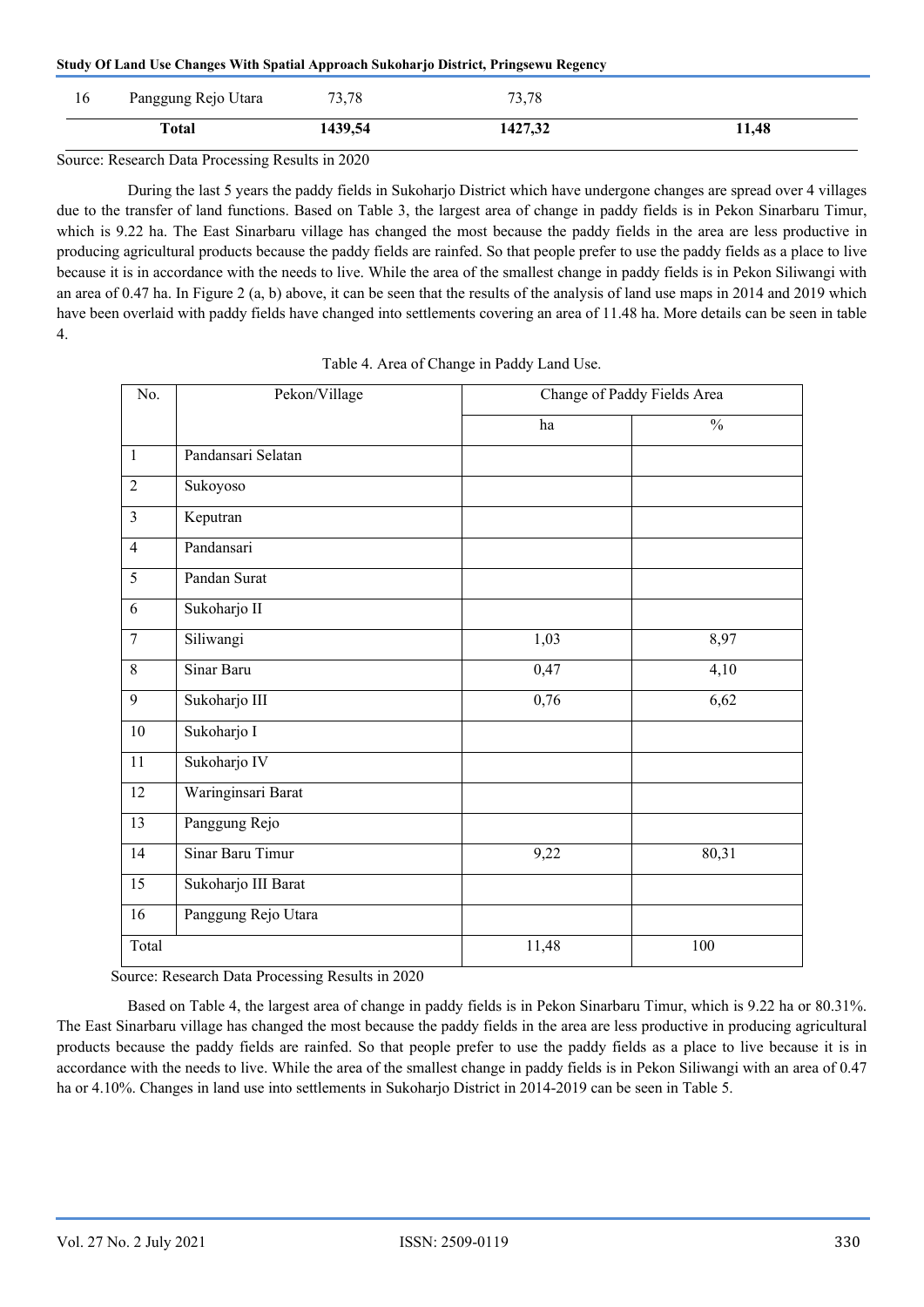| 16 | Panggung Rejo Utara | 73,78 | 73,78 | |
|---|---|---|---|---|
| | **Total** | **1439,54** | **1427,32** | **11,48** |

Source: Research Data Processing Results in 2020

During the last 5 years the paddy fields in Sukoharjo District which have undergone changes are spread over 4 villages due to the transfer of land functions. Based on Table 3, the largest area of change in paddy fields is in Pekon Sinarbaru Timur, which is 9.22 ha. The East Sinarbaru village has changed the most because the paddy fields in the area are less productive in producing agricultural products because the paddy fields are rainfed. So that people prefer to use the paddy fields as a place to live because it is in accordance with the needs to live. While the area of the smallest change in paddy fields is in Pekon Siliwangi with an area of 0.47 ha. In Figure 2 (a, b) above, it can be seen that the results of the analysis of land use maps in 2014 and 2019 which have been overlaid with paddy fields have changed into settlements covering an area of 11.48 ha. More details can be seen in table 4.

Table 4. Area of Change in Paddy Land Use.

| No. | Pekon/Village | Change of Paddy Fields Area | |
|---|---|---|---|
| | | ha | % |
| 1 | Pandansari Selatan | | |
| 2 | Sukoyoso | | |
| 3 | Keputran | | |
| 4 | Pandansari | | |
| 5 | Pandan Surat | | |
| 6 | Sukoharjo II | | |
| 7 | Siliwangi | 1,03 | 8,97 |
| 8 | Sinar Baru | 0,47 | 4,10 |
| 9 | Sukoharjo III | 0,76 | 6,62 |
| 10 | Sukoharjo I | | |
| 11 | Sukoharjo IV | | |
| 12 | Waringinsari Barat | | |
| 13 | Panggung Rejo | | |
| 14 | Sinar Baru Timur | 9,22 | 80,31 |
| 15 | Sukoharjo III Barat | | |
| 16 | Panggung Rejo Utara | | |
| Total | | 11,48 | 100 |

Source: Research Data Processing Results in 2020

Based on Table 4, the largest area of change in paddy fields is in Pekon Sinarbaru Timur, which is 9.22 ha or 80.31%. The East Sinarbaru village has changed the most because the paddy fields in the area are less productive in producing agricultural products because the paddy fields are rainfed. So that people prefer to use the paddy fields as a place to live because it is in accordance with the needs to live. While the area of the smallest change in paddy fields is in Pekon Siliwangi with an area of 0.47 ha or 4.10%. Changes in land use into settlements in Sukoharjo District in 2014-2019 can be seen in Table 5.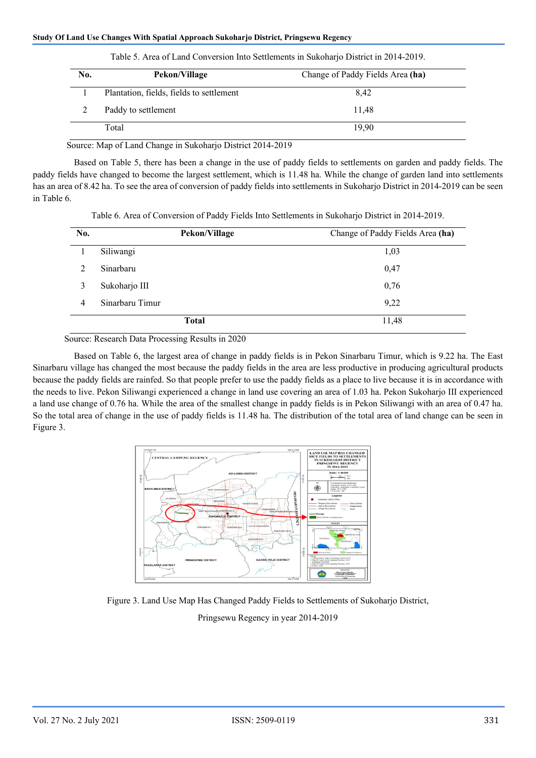Table 5. Area of Land Conversion Into Settlements in Sukoharjo District in 2014-2019.

| No. | Pekon/Village | Change of Paddy Fields Area **(ha)** |
|---|---|---|
| 1 | Plantation, fields, fields to settlement | 8,42 |
| 2 | Paddy to settlement | 11,48 |
| | Total | 19,90 |

Source: Map of Land Change in Sukoharjo District 2014-2019

Based on Table 5, there has been a change in the use of paddy fields to settlements on garden and paddy fields. The paddy fields have changed to become the largest settlement, which is 11.48 ha. While the change of garden land into settlements has an area of 8.42 ha. To see the area of conversion of paddy fields into settlements in Sukoharjo District in 2014-2019 can be seen in Table 6.

Table 6. Area of Conversion of Paddy Fields Into Settlements in Sukoharjo District in 2014-2019.

| No. | Pekon/Village | Change of Paddy Fields Area **(ha)** |
|---|---|---|
| 1 | Siliwangi | 1,03 |
| 2 | Sinarbaru | 0,47 |
| 3 | Sukoharjo III | 0,76 |
| 4 | Sinarbaru Timur | 9,22 |
| | **Total** | 11,48 |

Source: Research Data Processing Results in 2020

Based on Table 6, the largest area of change in paddy fields is in Pekon Sinarbaru Timur, which is 9.22 ha. The East Sinarbaru village has changed the most because the paddy fields in the area are less productive in producing agricultural products because the paddy fields are rainfed. So that people prefer to use the paddy fields as a place to live because it is in accordance with the needs to live. Pekon Siliwangi experienced a change in land use covering an area of 1.03 ha. Pekon Sukoharjo III experienced a land use change of 0.76 ha. While the area of the smallest change in paddy fields is in Pekon Siliwangi with an area of 0.47 ha. So the total area of change in the use of paddy fields is 11.48 ha. The distribution of the total area of land change can be seen in Figure 3.

Figure 3. Land Use Map Has Changed Paddy Fields to Settlements of Sukoharjo District, Pringsewu Regency in year 2014-2019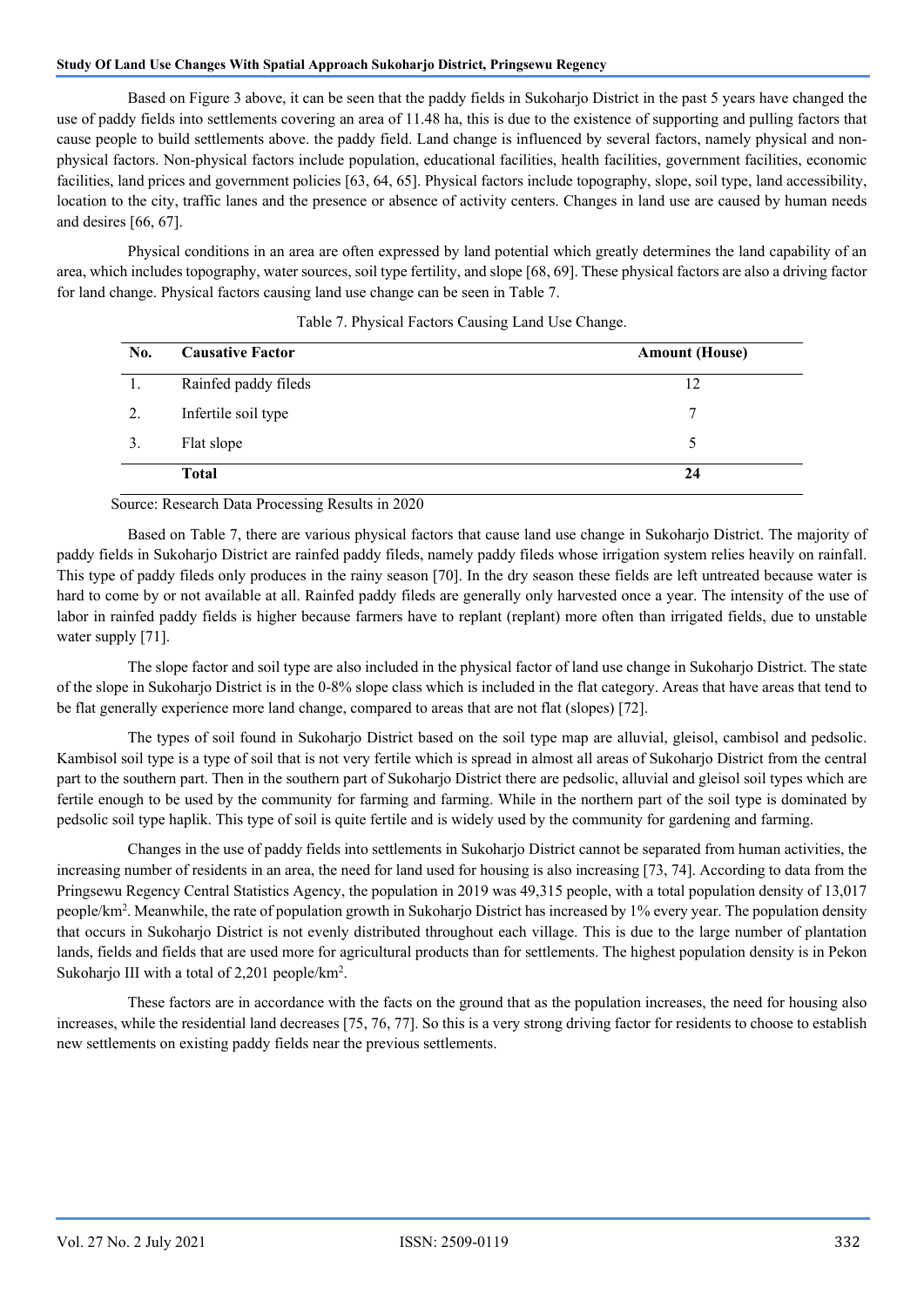Based on Figure 3 above, it can be seen that the paddy fields in Sukoharjo District in the past 5 years have changed the use of paddy fields into settlements covering an area of 11.48 ha, this is due to the existence of supporting and pulling factors that cause people to build settlements above. the paddy field. Land change is influenced by several factors, namely physical and non-physical factors. Non-physical factors include population, educational facilities, health facilities, government facilities, economic facilities, land prices and government policies [63, 64, 65]. Physical factors include topography, slope, soil type, land accessibility, location to the city, traffic lanes and the presence or absence of activity centers. Changes in land use are caused by human needs and desires [66, 67].

Physical conditions in an area are often expressed by land potential which greatly determines the land capability of an area, which includes topography, water sources, soil type fertility, and slope [68, 69]. These physical factors are also a driving factor for land change. Physical factors causing land use change can be seen in Table 7.

Table 7. Physical Factors Causing Land Use Change.

| No. | Causative Factor | Amount (House) |
|---|---|---|
| 1. | Rainfed paddy fileds | 12 |
| 2. | Infertile soil type | 7 |
| 3. | Flat slope | 5 |
| | **Total** | **24** |

Source: Research Data Processing Results in 2020

Based on Table 7, there are various physical factors that cause land use change in Sukoharjo District. The majority of paddy fields in Sukoharjo District are rainfed paddy fileds, namely paddy fileds whose irrigation system relies heavily on rainfall. This type of paddy fileds only produces in the rainy season [70]. In the dry season these fields are left untreated because water is hard to come by or not available at all. Rainfed paddy fileds are generally only harvested once a year. The intensity of the use of labor in rainfed paddy fields is higher because farmers have to replant (replant) more often than irrigated fields, due to unstable water supply [71].

The slope factor and soil type are also included in the physical factor of land use change in Sukoharjo District. The state of the slope in Sukoharjo District is in the 0-8% slope class which is included in the flat category. Areas that have areas that tend to be flat generally experience more land change, compared to areas that are not flat (slopes) [72].

The types of soil found in Sukoharjo District based on the soil type map are alluvial, gleisol, cambisol and pedsolic. Kambisol soil type is a type of soil that is not very fertile which is spread in almost all areas of Sukoharjo District from the central part to the southern part. Then in the southern part of Sukoharjo District there are pedsolic, alluvial and gleisol soil types which are fertile enough to be used by the community for farming and farming. While in the northern part of the soil type is dominated by pedsolic soil type haplik. This type of soil is quite fertile and is widely used by the community for gardening and farming.

Changes in the use of paddy fields into settlements in Sukoharjo District cannot be separated from human activities, the increasing number of residents in an area, the need for land used for housing is also increasing [73, 74]. According to data from the Pringsewu Regency Central Statistics Agency, the population in 2019 was 49,315 people, with a total population density of 13,017 people/km$^2$. Meanwhile, the rate of population growth in Sukoharjo District has increased by 1% every year. The population density that occurs in Sukoharjo District is not evenly distributed throughout each village. This is due to the large number of plantation lands, fields and fields that are used more for agricultural products than for settlements. The highest population density is in Pekon Sukoharjo III with a total of 2,201 people/km$^2$.

These factors are in accordance with the facts on the ground that as the population increases, the need for housing also increases, while the residential land decreases [75, 76, 77]. So this is a very strong driving factor for residents to choose to establish new settlements on existing paddy fields near the previous settlements.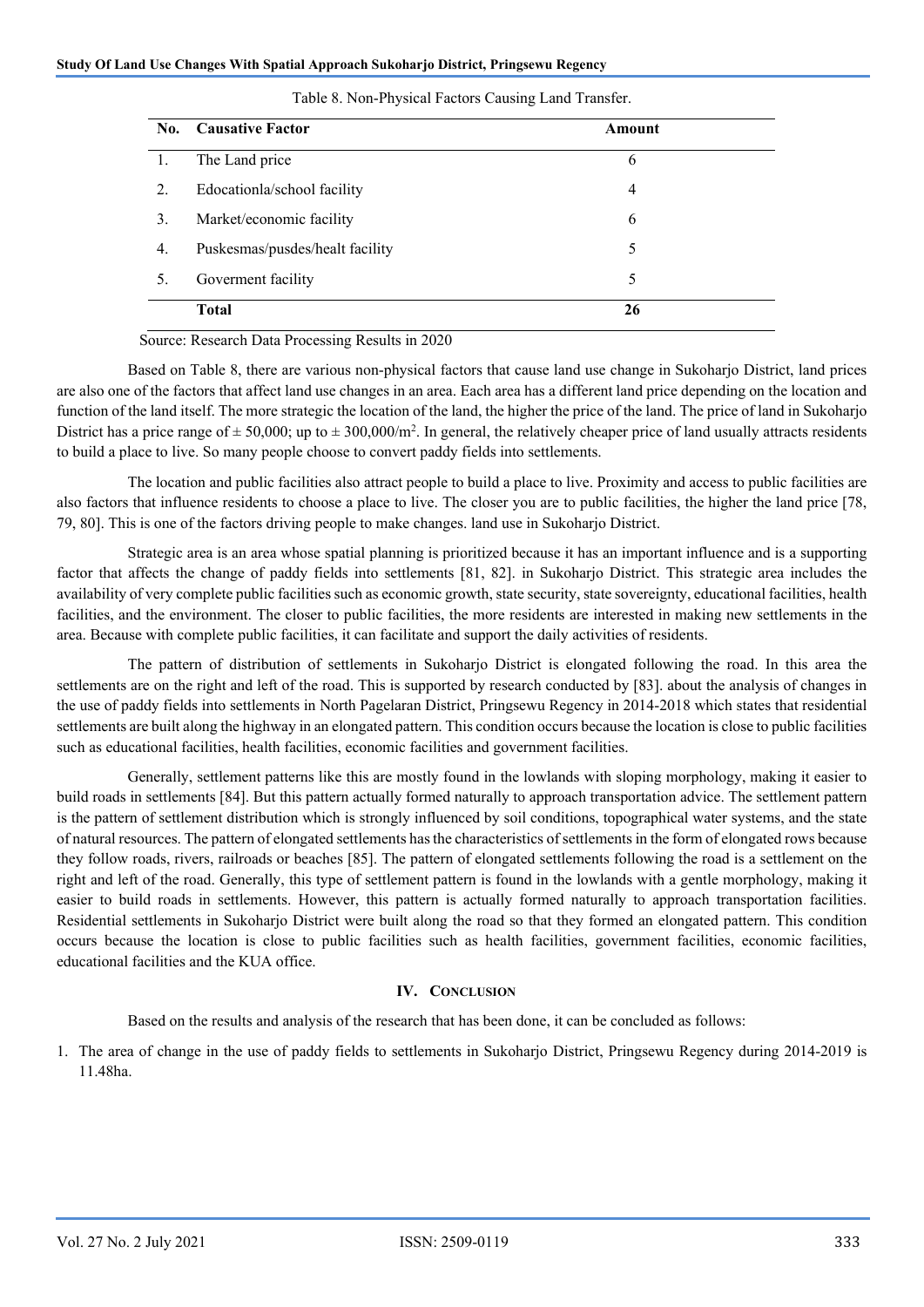Table 8. Non-Physical Factors Causing Land Transfer.

| No. | Causative Factor | Amount |
|---|---|---|
| 1. | The Land price | 6 |
| 2. | Edocationla/school facility | 4 |
| 3. | Market/economic facility | 6 |
| 4. | Puskesmas/pusdes/healt facility | 5 |
| 5. | Goverment facility | 5 |
| | **Total** | **26** |

Source: Research Data Processing Results in 2020

Based on Table 8, there are various non-physical factors that cause land use change in Sukoharjo District, land prices are also one of the factors that affect land use changes in an area. Each area has a different land price depending on the location and function of the land itself. The more strategic the location of the land, the higher the price of the land. The price of land in Sukoharjo District has a price range of ± 50,000; up to ± 300,000/m$^2$. In general, the relatively cheaper price of land usually attracts residents to build a place to live. So many people choose to convert paddy fields into settlements.

The location and public facilities also attract people to build a place to live. Proximity and access to public facilities are also factors that influence residents to choose a place to live. The closer you are to public facilities, the higher the land price [78, 79, 80]. This is one of the factors driving people to make changes. land use in Sukoharjo District.

Strategic area is an area whose spatial planning is prioritized because it has an important influence and is a supporting factor that affects the change of paddy fields into settlements [81, 82]. in Sukoharjo District. This strategic area includes the availability of very complete public facilities such as economic growth, state security, state sovereignty, educational facilities, health facilities, and the environment. The closer to public facilities, the more residents are interested in making new settlements in the area. Because with complete public facilities, it can facilitate and support the daily activities of residents.

The pattern of distribution of settlements in Sukoharjo District is elongated following the road. In this area the settlements are on the right and left of the road. This is supported by research conducted by [83]. about the analysis of changes in the use of paddy fields into settlements in North Pagelaran District, Pringsewu Regency in 2014-2018 which states that residential settlements are built along the highway in an elongated pattern. This condition occurs because the location is close to public facilities such as educational facilities, health facilities, economic facilities and government facilities.

Generally, settlement patterns like this are mostly found in the lowlands with sloping morphology, making it easier to build roads in settlements [84]. But this pattern actually formed naturally to approach transportation advice. The settlement pattern is the pattern of settlement distribution which is strongly influenced by soil conditions, topographical water systems, and the state of natural resources. The pattern of elongated settlements has the characteristics of settlements in the form of elongated rows because they follow roads, rivers, railroads or beaches [85]. The pattern of elongated settlements following the road is a settlement on the right and left of the road. Generally, this type of settlement pattern is found in the lowlands with a gentle morphology, making it easier to build roads in settlements. However, this pattern is actually formed naturally to approach transportation facilities. Residential settlements in Sukoharjo District were built along the road so that they formed an elongated pattern. This condition occurs because the location is close to public facilities such as health facilities, government facilities, economic facilities, educational facilities and the KUA office.

## IV. Conclusion

Based on the results and analysis of the research that has been done, it can be concluded as follows:

1. The area of change in the use of paddy fields to settlements in Sukoharjo District, Pringsewu Regency during 2014-2019 is 11.48ha.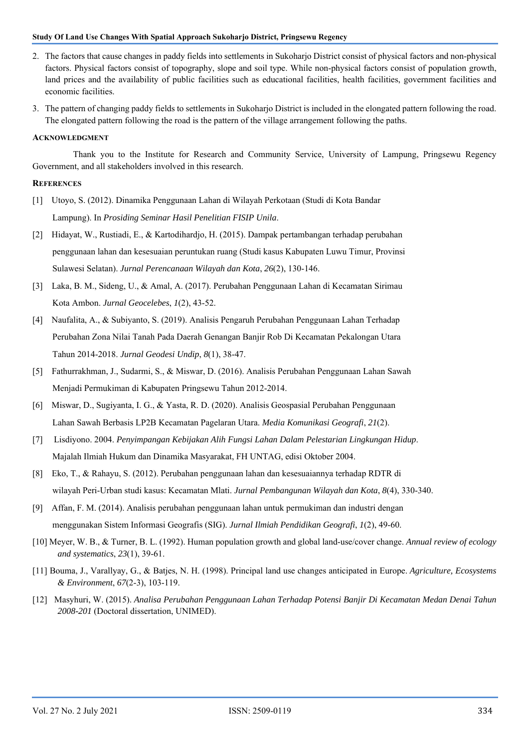2. The factors that cause changes in paddy fields into settlements in Sukoharjo District consist of physical factors and non-physical factors. Physical factors consist of topography, slope and soil type. While non-physical factors consist of population growth, land prices and the availability of public facilities such as educational facilities, health facilities, government facilities and economic facilities.
3. The pattern of changing paddy fields to settlements in Sukoharjo District is included in the elongated pattern following the road. The elongated pattern following the road is the pattern of the village arrangement following the paths.

### Acknowledgment

Thank you to the Institute for Research and Community Service, University of Lampung, Pringsewu Regency Government, and all stakeholders involved in this research.

### References

[1] Utoyo, S. (2012). Dinamika Penggunaan Lahan di Wilayah Perkotaan (Studi di Kota Bandar Lampung). In *Prosiding Seminar Hasil Penelitian FISIP Unila*.

[2] Hidayat, W., Rustiadi, E., & Kartodihardjo, H. (2015). Dampak pertambangan terhadap perubahan penggunaan lahan dan kesesuaian peruntukan ruang (Studi kasus Kabupaten Luwu Timur, Provinsi Sulawesi Selatan). *Jurnal Perencanaan Wilayah dan Kota*, *26*(2), 130-146.

[3] Laka, B. M., Sideng, U., & Amal, A. (2017). Perubahan Penggunaan Lahan di Kecamatan Sirimau Kota Ambon. *Jurnal Geocelebes*, *1*(2), 43-52.

[4] Naufalita, A., & Subiyanto, S. (2019). Analisis Pengaruh Perubahan Penggunaan Lahan Terhadap Perubahan Zona Nilai Tanah Pada Daerah Genangan Banjir Rob Di Kecamatan Pekalongan Utara Tahun 2014-2018. *Jurnal Geodesi Undip*, *8*(1), 38-47.

[5] Fathurrakhman, J., Sudarmi, S., & Miswar, D. (2016). Analisis Perubahan Penggunaan Lahan Sawah Menjadi Permukiman di Kabupaten Pringsewu Tahun 2012-2014.

[6] Miswar, D., Sugiyanta, I. G., & Yasta, R. D. (2020). Analisis Geospasial Perubahan Penggunaan Lahan Sawah Berbasis LP2B Kecamatan Pagelaran Utara. *Media Komunikasi Geografi*, *21*(2).

[7] Lisdiyono. 2004. *Penyimpangan Kebijakan Alih Fungsi Lahan Dalam Pelestarian Lingkungan Hidup*. Majalah Ilmiah Hukum dan Dinamika Masyarakat, FH UNTAG, edisi Oktober 2004.

[8] Eko, T., & Rahayu, S. (2012). Perubahan penggunaan lahan dan kesesuaiannya terhadap RDTR di wilayah Peri-Urban studi kasus: Kecamatan Mlati. *Jurnal Pembangunan Wilayah dan Kota*, *8*(4), 330-340.

[9] Affan, F. M. (2014). Analisis perubahan penggunaan lahan untuk permukiman dan industri dengan menggunakan Sistem Informasi Geografis (SIG). *Jurnal Ilmiah Pendidikan Geografi*, *1*(2), 49-60.

[10] Meyer, W. B., & Turner, B. L. (1992). Human population growth and global land-use/cover change. *Annual review of ecology and systematics*, *23*(1), 39-61.

[11] Bouma, J., Varallyay, G., & Batjes, N. H. (1998). Principal land use changes anticipated in Europe. *Agriculture, Ecosystems & Environment*, *67*(2-3), 103-119.

[12] Masyhuri, W. (2015). *Analisa Perubahan Penggunaan Lahan Terhadap Potensi Banjir Di Kecamatan Medan Denai Tahun 2008-201* (Doctoral dissertation, UNIMED).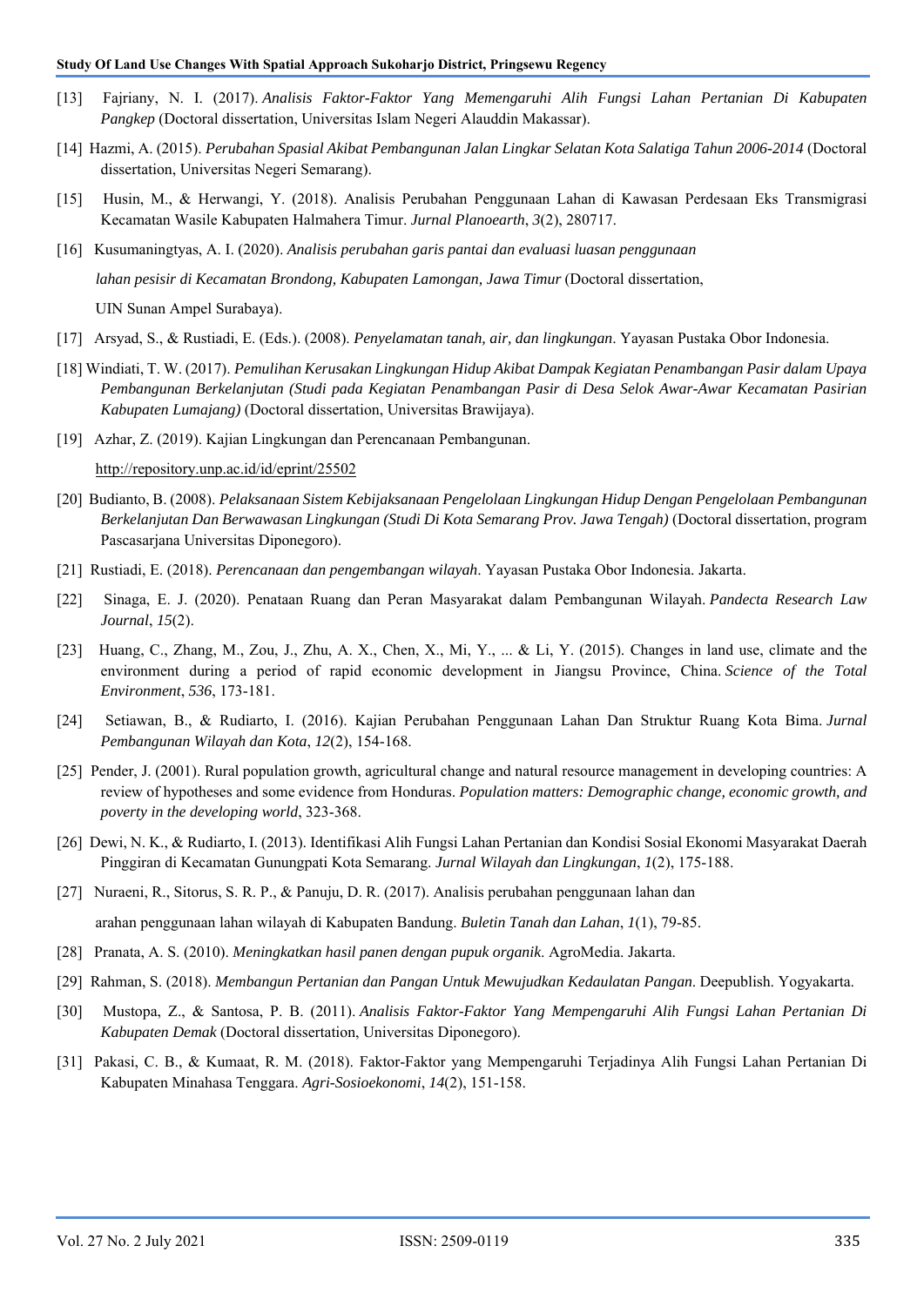[13] Fajriany, N. I. (2017). *Analisis Faktor-Faktor Yang Memengaruhi Alih Fungsi Lahan Pertanian Di Kabupaten Pangkep* (Doctoral dissertation, Universitas Islam Negeri Alauddin Makassar).

[14] Hazmi, A. (2015). *Perubahan Spasial Akibat Pembangunan Jalan Lingkar Selatan Kota Salatiga Tahun 2006-2014* (Doctoral dissertation, Universitas Negeri Semarang).

[15] Husin, M., & Herwangi, Y. (2018). Analisis Perubahan Penggunaan Lahan di Kawasan Perdesaan Eks Transmigrasi Kecamatan Wasile Kabupaten Halmahera Timur. *Jurnal Planoearth*, *3*(2), 280717.

[16] Kusumaningtyas, A. I. (2020). *Analisis perubahan garis pantai dan evaluasi luasan penggunaan lahan pesisir di Kecamatan Brondong, Kabupaten Lamongan, Jawa Timur* (Doctoral dissertation, UIN Sunan Ampel Surabaya).

[17] Arsyad, S., & Rustiadi, E. (Eds.). (2008). *Penyelamatan tanah, air, dan lingkungan*. Yayasan Pustaka Obor Indonesia.

[18] Windiati, T. W. (2017). *Pemulihan Kerusakan Lingkungan Hidup Akibat Dampak Kegiatan Penambangan Pasir dalam Upaya Pembangunan Berkelanjutan (Studi pada Kegiatan Penambangan Pasir di Desa Selok Awar-Awar Kecamatan Pasirian Kabupaten Lumajang)* (Doctoral dissertation, Universitas Brawijaya).

[19] Azhar, Z. (2019). Kajian Lingkungan dan Perencanaan Pembangunan. http://repository.unp.ac.id/id/eprint/25502

[20] Budianto, B. (2008). *Pelaksanaan Sistem Kebijaksanaan Pengelolaan Lingkungan Hidup Dengan Pengelolaan Pembangunan Berkelanjutan Dan Berwawasan Lingkungan (Studi Di Kota Semarang Prov. Jawa Tengah)* (Doctoral dissertation, program Pascasarjana Universitas Diponegoro).

[21] Rustiadi, E. (2018). *Perencanaan dan pengembangan wilayah*. Yayasan Pustaka Obor Indonesia. Jakarta.

[22] Sinaga, E. J. (2020). Penataan Ruang dan Peran Masyarakat dalam Pembangunan Wilayah. *Pandecta Research Law Journal*, *15*(2).

[23] Huang, C., Zhang, M., Zou, J., Zhu, A. X., Chen, X., Mi, Y., ... & Li, Y. (2015). Changes in land use, climate and the environment during a period of rapid economic development in Jiangsu Province, China. *Science of the Total Environment*, *536*, 173-181.

[24] Setiawan, B., & Rudiarto, I. (2016). Kajian Perubahan Penggunaan Lahan Dan Struktur Ruang Kota Bima. *Jurnal Pembangunan Wilayah dan Kota*, *12*(2), 154-168.

[25] Pender, J. (2001). Rural population growth, agricultural change and natural resource management in developing countries: A review of hypotheses and some evidence from Honduras. *Population matters: Demographic change, economic growth, and poverty in the developing world*, 323-368.

[26] Dewi, N. K., & Rudiarto, I. (2013). Identifikasi Alih Fungsi Lahan Pertanian dan Kondisi Sosial Ekonomi Masyarakat Daerah Pinggiran di Kecamatan Gunungpati Kota Semarang. *Jurnal Wilayah dan Lingkungan*, *1*(2), 175-188.

[27] Nuraeni, R., Sitorus, S. R. P., & Panuju, D. R. (2017). Analisis perubahan penggunaan lahan dan arahan penggunaan lahan wilayah di Kabupaten Bandung. *Buletin Tanah dan Lahan*, *1*(1), 79-85.

[28] Pranata, A. S. (2010). *Meningkatkan hasil panen dengan pupuk organik*. AgroMedia. Jakarta.

[29] Rahman, S. (2018). *Membangun Pertanian dan Pangan Untuk Mewujudkan Kedaulatan Pangan*. Deepublish. Yogyakarta.

[30] Mustopa, Z., & Santosa, P. B. (2011). *Analisis Faktor-Faktor Yang Mempengaruhi Alih Fungsi Lahan Pertanian Di Kabupaten Demak* (Doctoral dissertation, Universitas Diponegoro).

[31] Pakasi, C. B., & Kumaat, R. M. (2018). Faktor-Faktor yang Mempengaruhi Terjadinya Alih Fungsi Lahan Pertanian Di Kabupaten Minahasa Tenggara. *Agri-Sosioekonomi*, *14*(2), 151-158.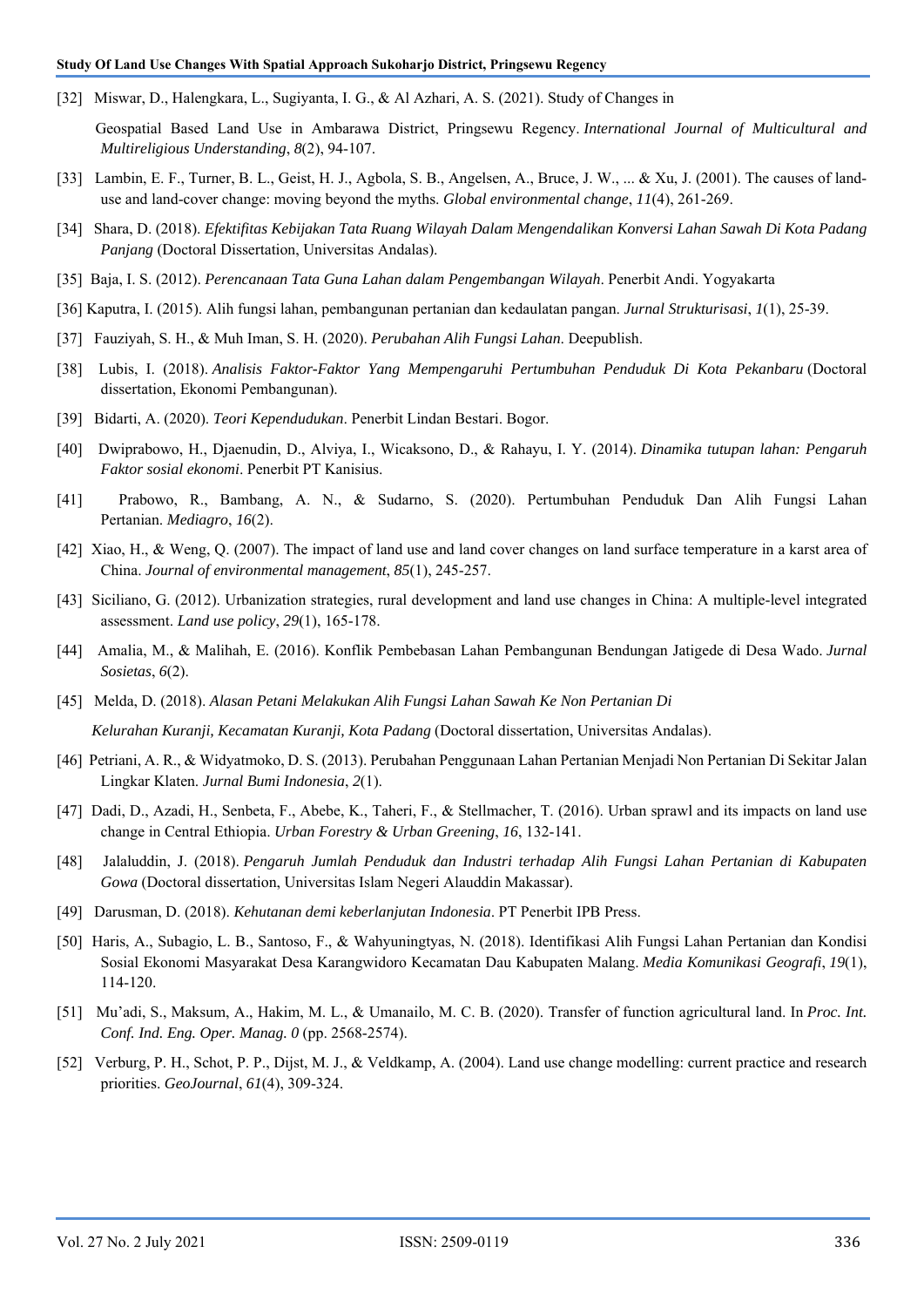[32] Miswar, D., Halengkara, L., Sugiyanta, I. G., & Al Azhari, A. S. (2021). Study of Changes in Geospatial Based Land Use in Ambarawa District, Pringsewu Regency. *International Journal of Multicultural and Multireligious Understanding*, *8*(2), 94-107.

[33] Lambin, E. F., Turner, B. L., Geist, H. J., Agbola, S. B., Angelsen, A., Bruce, J. W., ... & Xu, J. (2001). The causes of land-use and land-cover change: moving beyond the myths. *Global environmental change*, *11*(4), 261-269.

[34] Shara, D. (2018). *Efektifitas Kebijakan Tata Ruang Wilayah Dalam Mengendalikan Konversi Lahan Sawah Di Kota Padang Panjang* (Doctoral Dissertation, Universitas Andalas).

[35] Baja, I. S. (2012). *Perencanaan Tata Guna Lahan dalam Pengembangan Wilayah*. Penerbit Andi. Yogyakarta

[36] Kaputra, I. (2015). Alih fungsi lahan, pembangunan pertanian dan kedaulatan pangan. *Jurnal Strukturisasi*, *1*(1), 25-39.

[37] Fauziyah, S. H., & Muh Iman, S. H. (2020). *Perubahan Alih Fungsi Lahan*. Deepublish.

[38] Lubis, I. (2018). *Analisis Faktor-Faktor Yang Mempengaruhi Pertumbuhan Penduduk Di Kota Pekanbaru* (Doctoral dissertation, Ekonomi Pembangunan).

[39] Bidarti, A. (2020). *Teori Kependudukan*. Penerbit Lindan Bestari. Bogor.

[40] Dwiprabowo, H., Djaenudin, D., Alviya, I., Wicaksono, D., & Rahayu, I. Y. (2014). *Dinamika tutupan lahan: Pengaruh Faktor sosial ekonomi*. Penerbit PT Kanisius.

[41] Prabowo, R., Bambang, A. N., & Sudarno, S. (2020). Pertumbuhan Penduduk Dan Alih Fungsi Lahan Pertanian. *Mediagro*, *16*(2).

[42] Xiao, H., & Weng, Q. (2007). The impact of land use and land cover changes on land surface temperature in a karst area of China. *Journal of environmental management*, *85*(1), 245-257.

[43] Siciliano, G. (2012). Urbanization strategies, rural development and land use changes in China: A multiple-level integrated assessment. *Land use policy*, *29*(1), 165-178.

[44] Amalia, M., & Malihah, E. (2016). Konflik Pembebasan Lahan Pembangunan Bendungan Jatigede di Desa Wado. *Jurnal Sosietas*, *6*(2).

[45] Melda, D. (2018). *Alasan Petani Melakukan Alih Fungsi Lahan Sawah Ke Non Pertanian Di Kelurahan Kuranji, Kecamatan Kuranji, Kota Padang* (Doctoral dissertation, Universitas Andalas).

[46] Petriani, A. R., & Widyatmoko, D. S. (2013). Perubahan Penggunaan Lahan Pertanian Menjadi Non Pertanian Di Sekitar Jalan Lingkar Klaten. *Jurnal Bumi Indonesia*, *2*(1).

[47] Dadi, D., Azadi, H., Senbeta, F., Abebe, K., Taheri, F., & Stellmacher, T. (2016). Urban sprawl and its impacts on land use change in Central Ethiopia. *Urban Forestry & Urban Greening*, *16*, 132-141.

[48] Jalaluddin, J. (2018). *Pengaruh Jumlah Penduduk dan Industri terhadap Alih Fungsi Lahan Pertanian di Kabupaten Gowa* (Doctoral dissertation, Universitas Islam Negeri Alauddin Makassar).

[49] Darusman, D. (2018). *Kehutanan demi keberlanjutan Indonesia*. PT Penerbit IPB Press.

[50] Haris, A., Subagio, L. B., Santoso, F., & Wahyuningtyas, N. (2018). Identifikasi Alih Fungsi Lahan Pertanian dan Kondisi Sosial Ekonomi Masyarakat Desa Karangwidoro Kecamatan Dau Kabupaten Malang. *Media Komunikasi Geografi*, *19*(1), 114-120.

[51] Mu'adi, S., Maksum, A., Hakim, M. L., & Umanailo, M. C. B. (2020). Transfer of function agricultural land. In *Proc. Int. Conf. Ind. Eng. Oper. Manag. 0* (pp. 2568-2574).

[52] Verburg, P. H., Schot, P. P., Dijst, M. J., & Veldkamp, A. (2004). Land use change modelling: current practice and research priorities. *GeoJournal*, *61*(4), 309-324.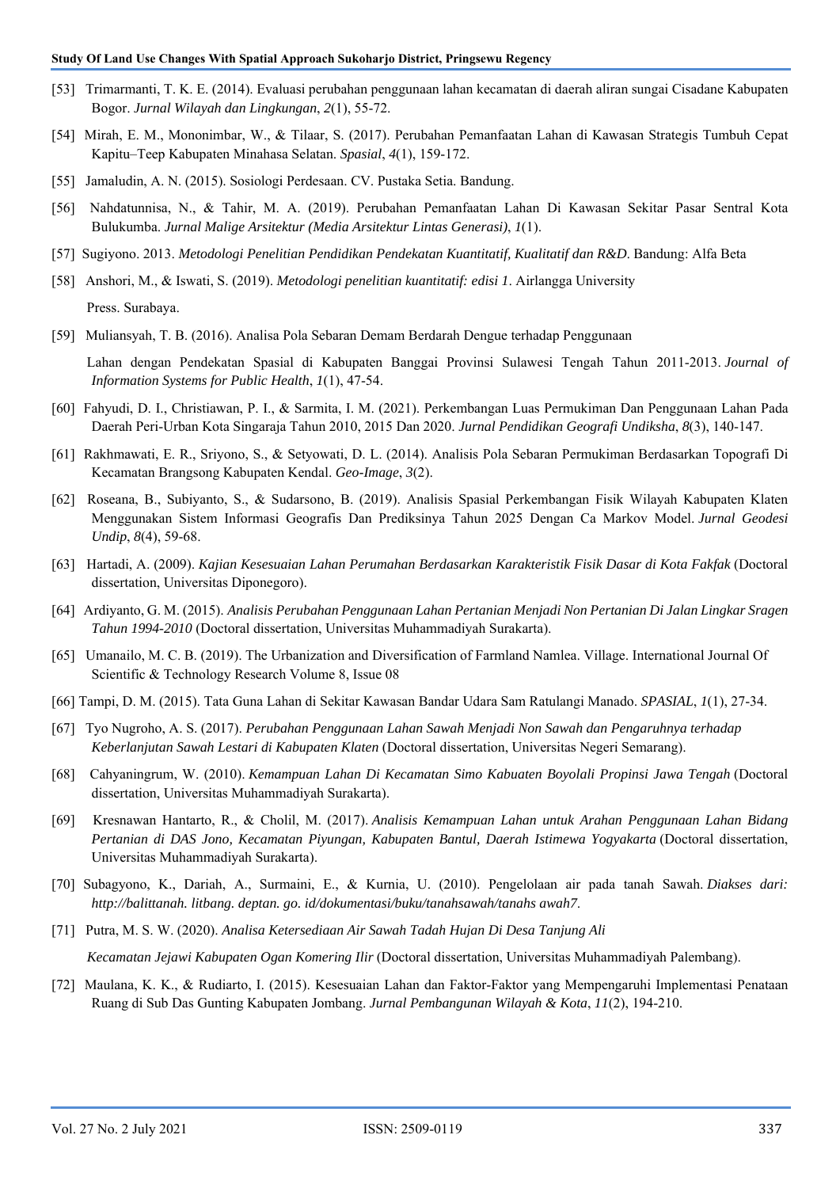[53] Trimarmanti, T. K. E. (2014). Evaluasi perubahan penggunaan lahan kecamatan di daerah aliran sungai Cisadane Kabupaten Bogor. *Jurnal Wilayah dan Lingkungan*, *2*(1), 55-72.

[54] Mirah, E. M., Mononimbar, W., & Tilaar, S. (2017). Perubahan Pemanfaatan Lahan di Kawasan Strategis Tumbuh Cepat Kapitu–Teep Kabupaten Minahasa Selatan. *Spasial*, *4*(1), 159-172.

[55] Jamaludin, A. N. (2015). Sosiologi Perdesaan. CV. Pustaka Setia. Bandung.

[56] Nahdatunnisa, N., & Tahir, M. A. (2019). Perubahan Pemanfaatan Lahan Di Kawasan Sekitar Pasar Sentral Kota Bulukumba. *Jurnal Malige Arsitektur (Media Arsitektur Lintas Generasi)*, *1*(1).

[57] Sugiyono. 2013. *Metodologi Penelitian Pendidikan Pendekatan Kuantitatif, Kualitatif dan R&D*. Bandung: Alfa Beta

[58] Anshori, M., & Iswati, S. (2019). *Metodologi penelitian kuantitatif: edisi 1*. Airlangga University Press. Surabaya.

[59] Muliansyah, T. B. (2016). Analisa Pola Sebaran Demam Berdarah Dengue terhadap Penggunaan Lahan dengan Pendekatan Spasial di Kabupaten Banggai Provinsi Sulawesi Tengah Tahun 2011-2013. *Journal of Information Systems for Public Health*, *1*(1), 47-54.

[60] Fahyudi, D. I., Christiawan, P. I., & Sarmita, I. M. (2021). Perkembangan Luas Permukiman Dan Penggunaan Lahan Pada Daerah Peri-Urban Kota Singaraja Tahun 2010, 2015 Dan 2020. *Jurnal Pendidikan Geografi Undiksha*, *8*(3), 140-147.

[61] Rakhmawati, E. R., Sriyono, S., & Setyowati, D. L. (2014). Analisis Pola Sebaran Permukiman Berdasarkan Topografi Di Kecamatan Brangsong Kabupaten Kendal. *Geo-Image*, *3*(2).

[62] Roseana, B., Subiyanto, S., & Sudarsono, B. (2019). Analisis Spasial Perkembangan Fisik Wilayah Kabupaten Klaten Menggunakan Sistem Informasi Geografis Dan Prediksinya Tahun 2025 Dengan Ca Markov Model. *Jurnal Geodesi Undip*, *8*(4), 59-68.

[63] Hartadi, A. (2009). *Kajian Kesesuaian Lahan Perumahan Berdasarkan Karakteristik Fisik Dasar di Kota Fakfak* (Doctoral dissertation, Universitas Diponegoro).

[64] Ardiyanto, G. M. (2015). *Analisis Perubahan Penggunaan Lahan Pertanian Menjadi Non Pertanian Di Jalan Lingkar Sragen Tahun 1994-2010* (Doctoral dissertation, Universitas Muhammadiyah Surakarta).

[65] Umanailo, M. C. B. (2019). The Urbanization and Diversification of Farmland Namlea. Village. International Journal Of Scientific & Technology Research Volume 8, Issue 08

[66] Tampi, D. M. (2015). Tata Guna Lahan di Sekitar Kawasan Bandar Udara Sam Ratulangi Manado. *SPASIAL*, *1*(1), 27-34.

[67] Tyo Nugroho, A. S. (2017). *Perubahan Penggunaan Lahan Sawah Menjadi Non Sawah dan Pengaruhnya terhadap Keberlanjutan Sawah Lestari di Kabupaten Klaten* (Doctoral dissertation, Universitas Negeri Semarang).

[68] Cahyaningrum, W. (2010). *Kemampuan Lahan Di Kecamatan Simo Kabuaten Boyolali Propinsi Jawa Tengah* (Doctoral dissertation, Universitas Muhammadiyah Surakarta).

[69] Kresnawan Hantarto, R., & Cholil, M. (2017). *Analisis Kemampuan Lahan untuk Arahan Penggunaan Lahan Bidang Pertanian di DAS Jono, Kecamatan Piyungan, Kabupaten Bantul, Daerah Istimewa Yogyakarta* (Doctoral dissertation, Universitas Muhammadiyah Surakarta).

[70] Subagyono, K., Dariah, A., Surmaini, E., & Kurnia, U. (2010). Pengelolaan air pada tanah Sawah. *Diakses dari: http://balittanah. litbang. deptan. go. id/dokumentasi/buku/tanahsawah/tanahs awah7*.

[71] Putra, M. S. W. (2020). *Analisa Ketersediaan Air Sawah Tadah Hujan Di Desa Tanjung Ali Kecamatan Jejawi Kabupaten Ogan Komering Ilir* (Doctoral dissertation, Universitas Muhammadiyah Palembang).

[72] Maulana, K. K., & Rudiarto, I. (2015). Kesesuaian Lahan dan Faktor-Faktor yang Mempengaruhi Implementasi Penataan Ruang di Sub Das Gunting Kabupaten Jombang. *Jurnal Pembangunan Wilayah & Kota*, *11*(2), 194-210.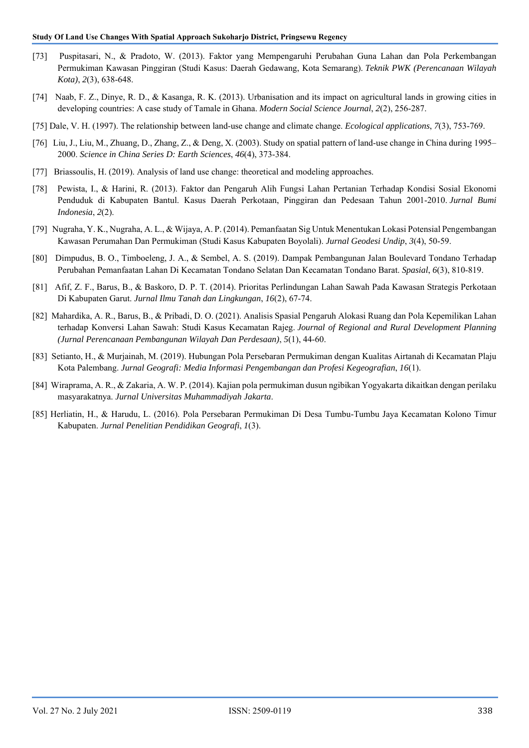[73] Puspitasari, N., & Pradoto, W. (2013). Faktor yang Mempengaruhi Perubahan Guna Lahan dan Pola Perkembangan Permukiman Kawasan Pinggiran (Studi Kasus: Daerah Gedawang, Kota Semarang). *Teknik PWK (Perencanaan Wilayah Kota)*, *2*(3), 638-648.

[74] Naab, F. Z., Dinye, R. D., & Kasanga, R. K. (2013). Urbanisation and its impact on agricultural lands in growing cities in developing countries: A case study of Tamale in Ghana. *Modern Social Science Journal*, *2*(2), 256-287.

[75] Dale, V. H. (1997). The relationship between land-use change and climate change. *Ecological applications*, *7*(3), 753-769.

[76] Liu, J., Liu, M., Zhuang, D., Zhang, Z., & Deng, X. (2003). Study on spatial pattern of land-use change in China during 1995–2000. *Science in China Series D: Earth Sciences*, *46*(4), 373-384.

[77] Briassoulis, H. (2019). Analysis of land use change: theoretical and modeling approaches.

[78] Pewista, I., & Harini, R. (2013). Faktor dan Pengaruh Alih Fungsi Lahan Pertanian Terhadap Kondisi Sosial Ekonomi Penduduk di Kabupaten Bantul. Kasus Daerah Perkotaan, Pinggiran dan Pedesaan Tahun 2001-2010. *Jurnal Bumi Indonesia*, *2*(2).

[79] Nugraha, Y. K., Nugraha, A. L., & Wijaya, A. P. (2014). Pemanfaatan Sig Untuk Menentukan Lokasi Potensial Pengembangan Kawasan Perumahan Dan Permukiman (Studi Kasus Kabupaten Boyolali). *Jurnal Geodesi Undip*, *3*(4), 50-59.

[80] Dimpudus, B. O., Timboeleng, J. A., & Sembel, A. S. (2019). Dampak Pembangunan Jalan Boulevard Tondano Terhadap Perubahan Pemanfaatan Lahan Di Kecamatan Tondano Selatan Dan Kecamatan Tondano Barat. *Spasial*, *6*(3), 810-819.

[81] Afif, Z. F., Barus, B., & Baskoro, D. P. T. (2014). Prioritas Perlindungan Lahan Sawah Pada Kawasan Strategis Perkotaan Di Kabupaten Garut. *Jurnal Ilmu Tanah dan Lingkungan*, *16*(2), 67-74.

[82] Mahardika, A. R., Barus, B., & Pribadi, D. O. (2021). Analisis Spasial Pengaruh Alokasi Ruang dan Pola Kepemilikan Lahan terhadap Konversi Lahan Sawah: Studi Kasus Kecamatan Rajeg. *Journal of Regional and Rural Development Planning (Jurnal Perencanaan Pembangunan Wilayah Dan Perdesaan)*, *5*(1), 44-60.

[83] Setianto, H., & Murjainah, M. (2019). Hubungan Pola Persebaran Permukiman dengan Kualitas Airtanah di Kecamatan Plaju Kota Palembang. *Jurnal Geografi: Media Informasi Pengembangan dan Profesi Kegeografian*, *16*(1).

[84] Wiraprama, A. R., & Zakaria, A. W. P. (2014). Kajian pola permukiman dusun ngibikan Yogyakarta dikaitkan dengan perilaku masyarakatnya. *Jurnal Universitas Muhammadiyah Jakarta*.

[85] Herliatin, H., & Harudu, L. (2016). Pola Persebaran Permukiman Di Desa Tumbu-Tumbu Jaya Kecamatan Kolono Timur Kabupaten. *Jurnal Penelitian Pendidikan Geografi*, *1*(3).